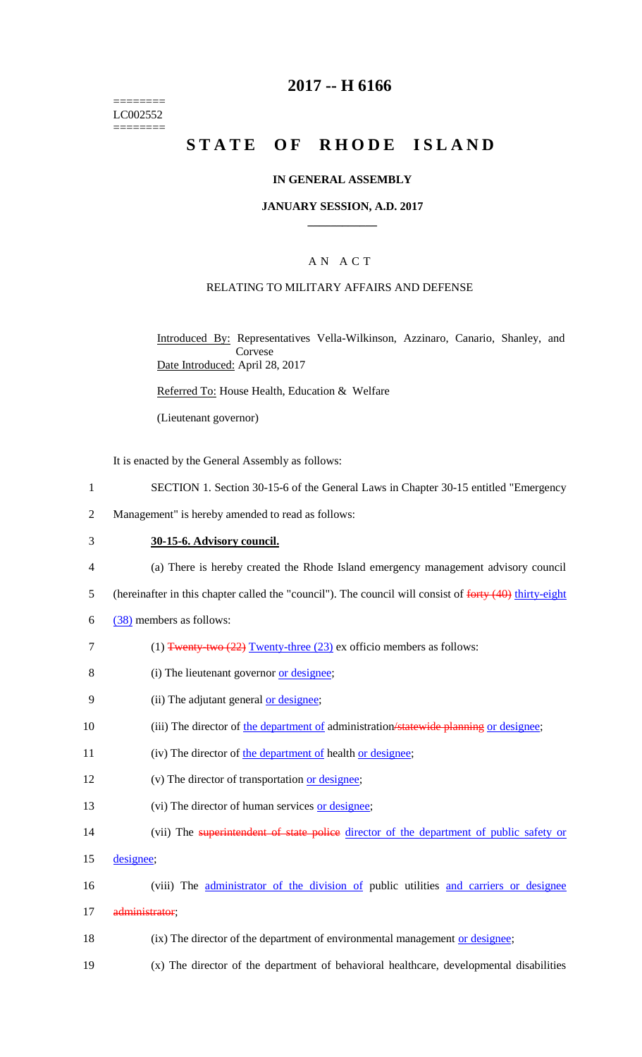========
LC002552
========

# 2017 -- H 6166

# STATE OF RHODE ISLAND

## IN GENERAL ASSEMBLY

### JANUARY SESSION, A.D. 2017

---

### A N A C T

### RELATING TO MILITARY AFFAIRS AND DEFENSE

Introduced By: Representatives Vella-Wilkinson, Azzinaro, Canario, Shanley, and Corvese

Date Introduced: April 28, 2017

Referred To: House Health, Education & Welfare

(Lieutenant governor)

It is enacted by the General Assembly as follows:

1 SECTION 1. Section 30-15-6 of the General Laws in Chapter 30-15 entitled "Emergency
2 Management" is hereby amended to read as follows:

3 **30-15-6. Advisory council.**

4 (a) There is hereby created the Rhode Island emergency management advisory council
5 (hereinafter in this chapter called the "council"). The council will consist of ~~forty (40)~~ thirty-eight
6 (38) members as follows:

7 (1) ~~Twenty-two (22)~~ Twenty-three (23) ex officio members as follows:

8 (i) The lieutenant governor or designee;

9 (ii) The adjutant general or designee;

10 (iii) The director of the department of administration~~/statewide planning~~ or designee;

11 (iv) The director of the department of health or designee;

12 (v) The director of transportation or designee;

13 (vi) The director of human services or designee;

14 (vii) The ~~superintendent of state police~~ director of the department of public safety or
15 designee;

16 (viii) The administrator of the division of public utilities and carriers or designee
17 ~~administrator~~;

18 (ix) The director of the department of environmental management or designee;

19 (x) The director of the department of behavioral healthcare, developmental disabilities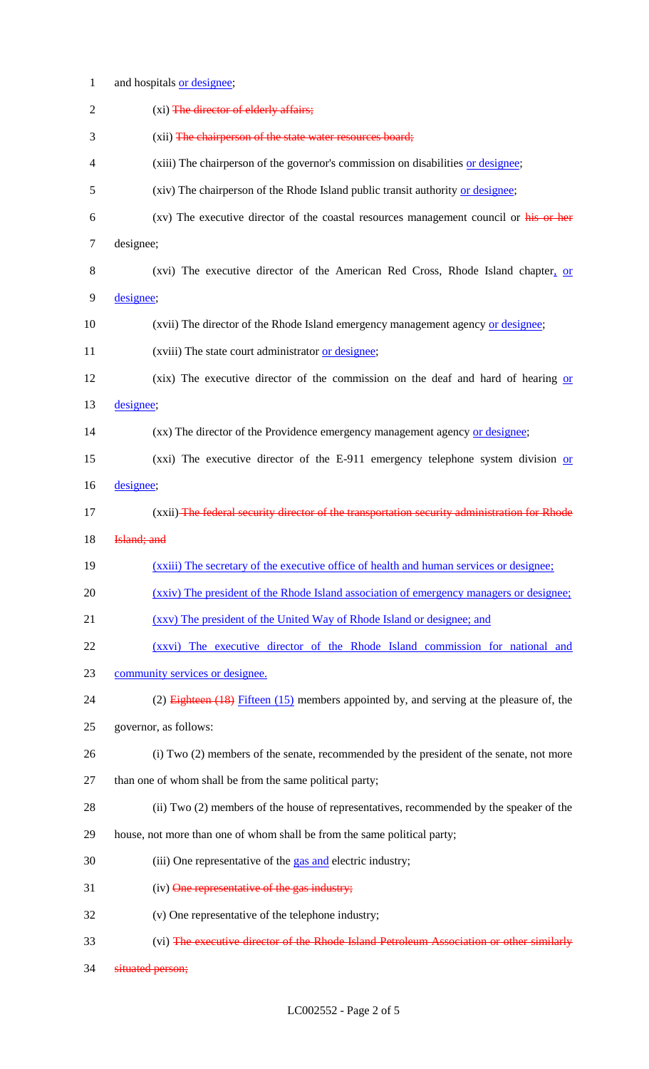and hospitals <u>or designee</u>;

(xi) ~~The director of elderly affairs;~~

(xii) ~~The chairperson of the state water resources board;~~

(xiii) The chairperson of the governor's commission on disabilities <u>or designee</u>;

(xiv) The chairperson of the Rhode Island public transit authority <u>or designee</u>;

(xv) The executive director of the coastal resources management council or ~~his or her~~ designee;

(xvi) The executive director of the American Red Cross, Rhode Island chapter<u>, or designee</u>;

(xvii) The director of the Rhode Island emergency management agency <u>or designee</u>;

(xviii) The state court administrator <u>or designee</u>;

(xix) The executive director of the commission on the deaf and hard of hearing <u>or designee</u>;

(xx) The director of the Providence emergency management agency <u>or designee</u>;

(xxi) The executive director of the E-911 emergency telephone system division <u>or designee</u>;

(xxii) ~~The federal security director of the transportation security administration for Rhode Island; and~~

<u>(xxiii) The secretary of the executive office of health and human services or designee;</u>

<u>(xxiv) The president of the Rhode Island association of emergency managers or designee;</u>

<u>(xxv) The president of the United Way of Rhode Island or designee; and</u>

<u>(xxvi) The executive director of the Rhode Island commission for national and community services or designee.</u>

(2) ~~Eighteen (18)~~ <u>Fifteen (15)</u> members appointed by, and serving at the pleasure of, the governor, as follows:

(i) Two (2) members of the senate, recommended by the president of the senate, not more than one of whom shall be from the same political party;

(ii) Two (2) members of the house of representatives, recommended by the speaker of the house, not more than one of whom shall be from the same political party;

(iii) One representative of the <u>gas and</u> electric industry;

(iv) ~~One representative of the gas industry;~~

(v) One representative of the telephone industry;

(vi) ~~The executive director of the Rhode Island Petroleum Association or other similarly situated person;~~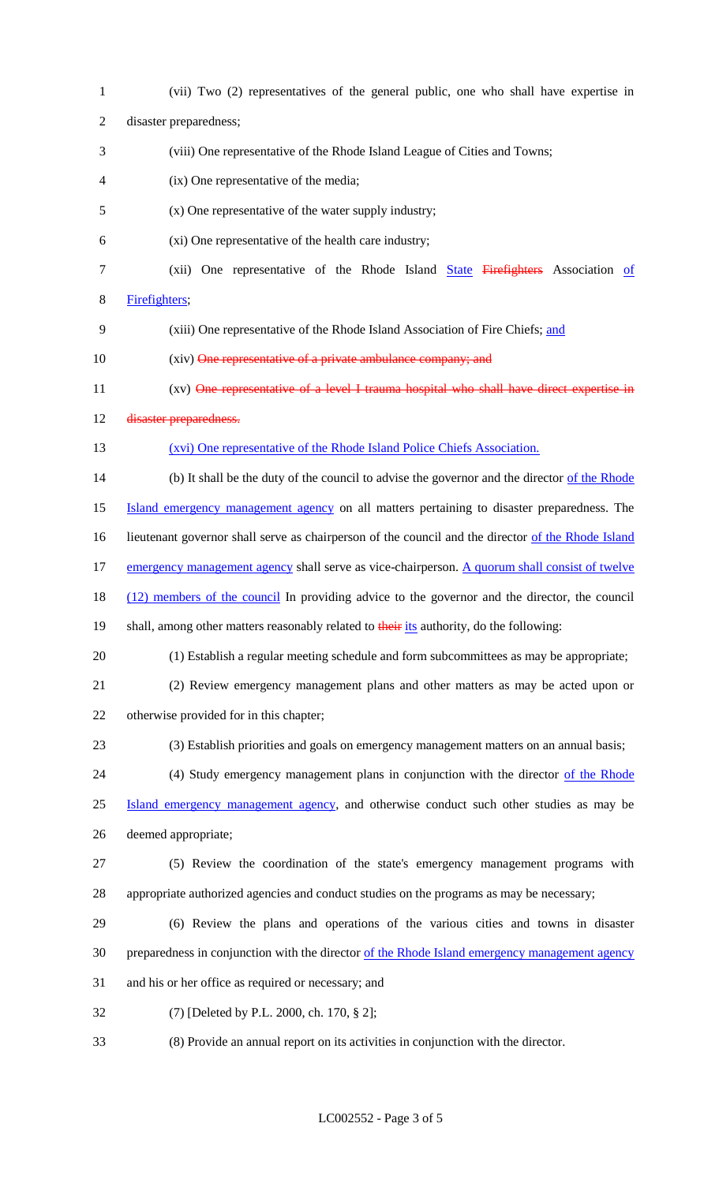(vii) Two (2) representatives of the general public, one who shall have expertise in disaster preparedness;

(viii) One representative of the Rhode Island League of Cities and Towns;

(ix) One representative of the media;

(x) One representative of the water supply industry;

(xi) One representative of the health care industry;

(xii) One representative of the Rhode Island State ~~Firefighters~~ Association of Firefighters;

(xiii) One representative of the Rhode Island Association of Fire Chiefs; and

(xiv) ~~One representative of a private ambulance company; and~~

(xv) ~~One representative of a level I trauma hospital who shall have direct expertise in disaster preparedness.~~

(xvi) One representative of the Rhode Island Police Chiefs Association.

(b) It shall be the duty of the council to advise the governor and the director of the Rhode Island emergency management agency on all matters pertaining to disaster preparedness. The lieutenant governor shall serve as chairperson of the council and the director of the Rhode Island emergency management agency shall serve as vice-chairperson. A quorum shall consist of twelve (12) members of the council In providing advice to the governor and the director, the council shall, among other matters reasonably related to ~~their~~ its authority, do the following:

(1) Establish a regular meeting schedule and form subcommittees as may be appropriate;

(2) Review emergency management plans and other matters as may be acted upon or otherwise provided for in this chapter;

(3) Establish priorities and goals on emergency management matters on an annual basis;

(4) Study emergency management plans in conjunction with the director of the Rhode Island emergency management agency, and otherwise conduct such other studies as may be deemed appropriate;

(5) Review the coordination of the state's emergency management programs with appropriate authorized agencies and conduct studies on the programs as may be necessary;

(6) Review the plans and operations of the various cities and towns in disaster preparedness in conjunction with the director of the Rhode Island emergency management agency and his or her office as required or necessary; and

(7) [Deleted by P.L. 2000, ch. 170, § 2];

(8) Provide an annual report on its activities in conjunction with the director.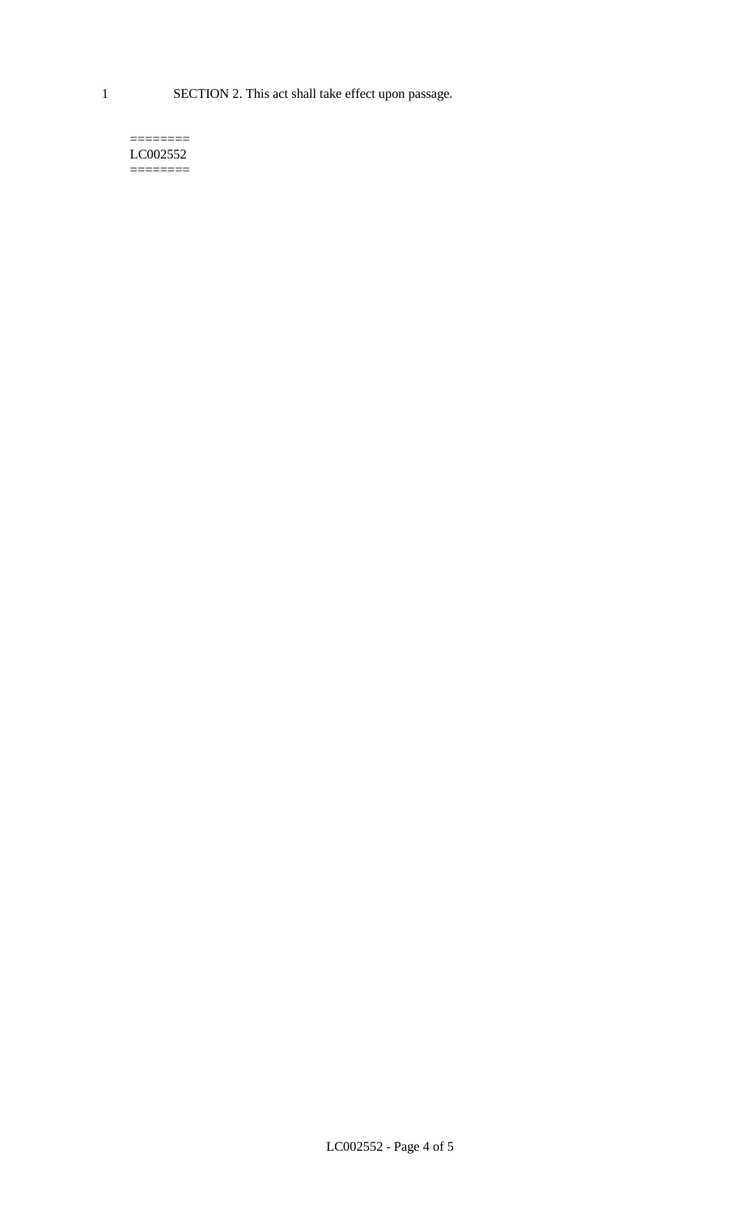SECTION 2. This act shall take effect upon passage.

========
LC002552
========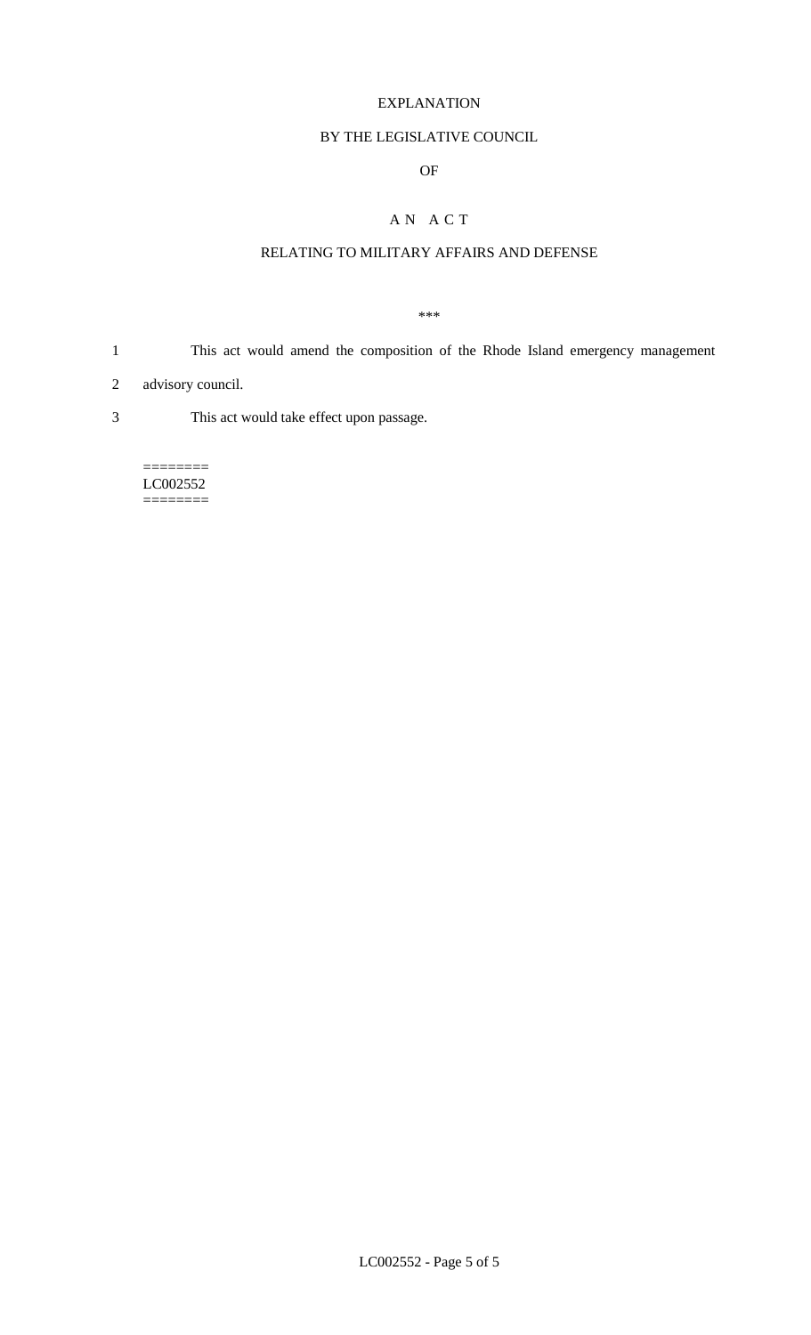EXPLANATION

BY THE LEGISLATIVE COUNCIL

OF

A N A C T

RELATING TO MILITARY AFFAIRS AND DEFENSE

\*\*\*

1 This act would amend the composition of the Rhode Island emergency management
2 advisory council.
3 This act would take effect upon passage.

========
LC002552
========